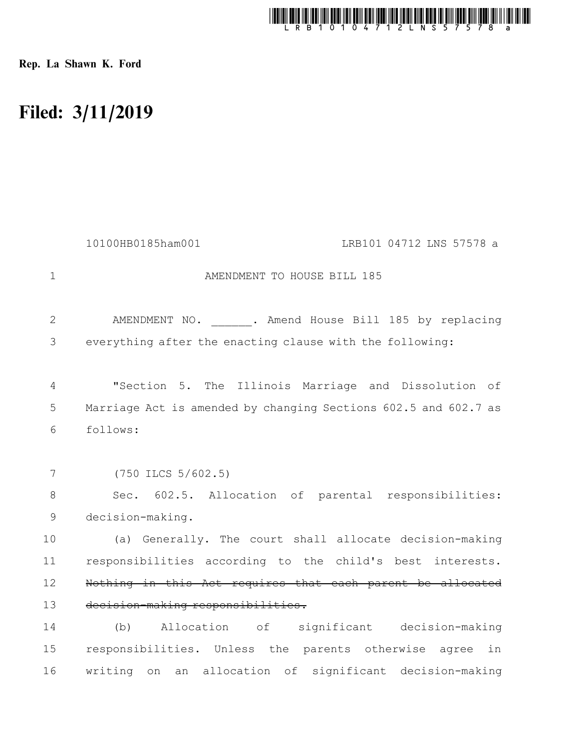Rep. La Shawn K. Ford

# Filed: 3/11/2019

10100HB0185ham001 LRB101 04712 LNS 57578 a

AMENDMENT TO HOUSE BILL 185

AMENDMENT NO. ______. Amend House Bill 185 by replacing everything after the enacting clause with the following:

"Section 5. The Illinois Marriage and Dissolution of Marriage Act is amended by changing Sections 602.5 and 602.7 as follows:

(750 ILCS 5/602.5)

Sec. 602.5. Allocation of parental responsibilities: decision-making.

(a) Generally. The court shall allocate decision-making responsibilities according to the child's best interests. ~~Nothing in this Act requires that each parent be allocated decision-making responsibilities.~~

(b) Allocation of significant decision-making responsibilities. Unless the parents otherwise agree in writing on an allocation of significant decision-making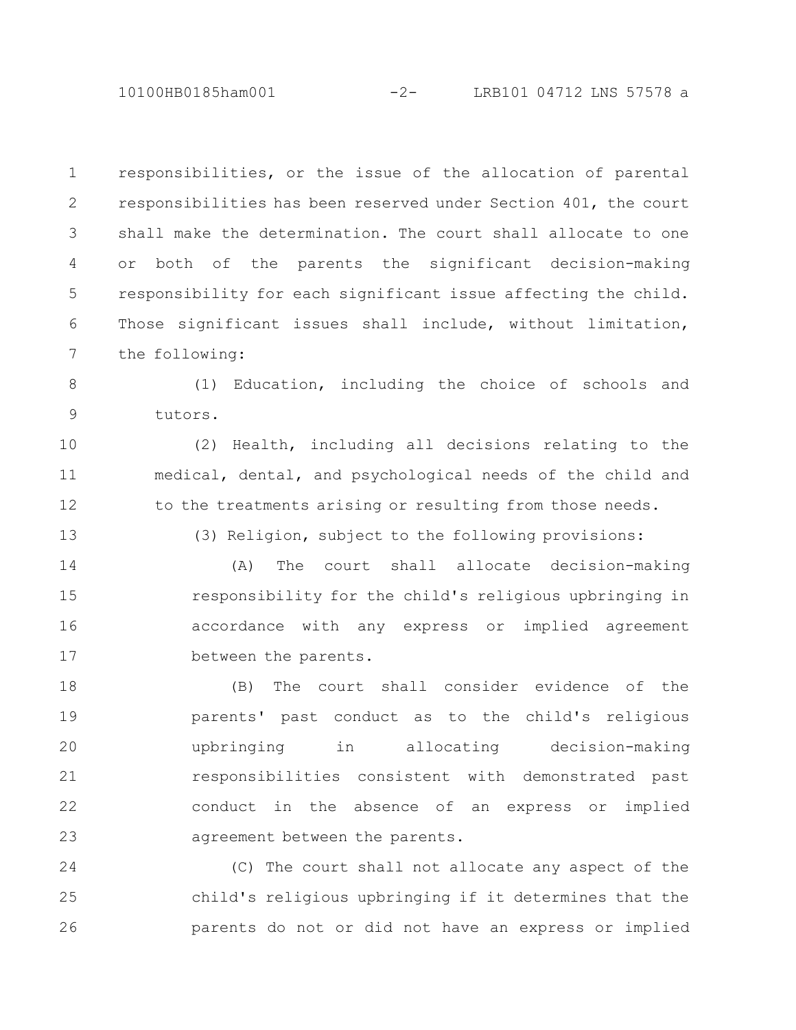responsibilities, or the issue of the allocation of parental responsibilities has been reserved under Section 401, the court shall make the determination. The court shall allocate to one or both of the parents the significant decision-making responsibility for each significant issue affecting the child. Those significant issues shall include, without limitation, the following:

(1) Education, including the choice of schools and tutors.

(2) Health, including all decisions relating to the medical, dental, and psychological needs of the child and to the treatments arising or resulting from those needs.

(3) Religion, subject to the following provisions:

(A) The court shall allocate decision-making responsibility for the child's religious upbringing in accordance with any express or implied agreement between the parents.

(B) The court shall consider evidence of the parents' past conduct as to the child's religious upbringing in allocating decision-making responsibilities consistent with demonstrated past conduct in the absence of an express or implied agreement between the parents.

(C) The court shall not allocate any aspect of the child's religious upbringing if it determines that the parents do not or did not have an express or implied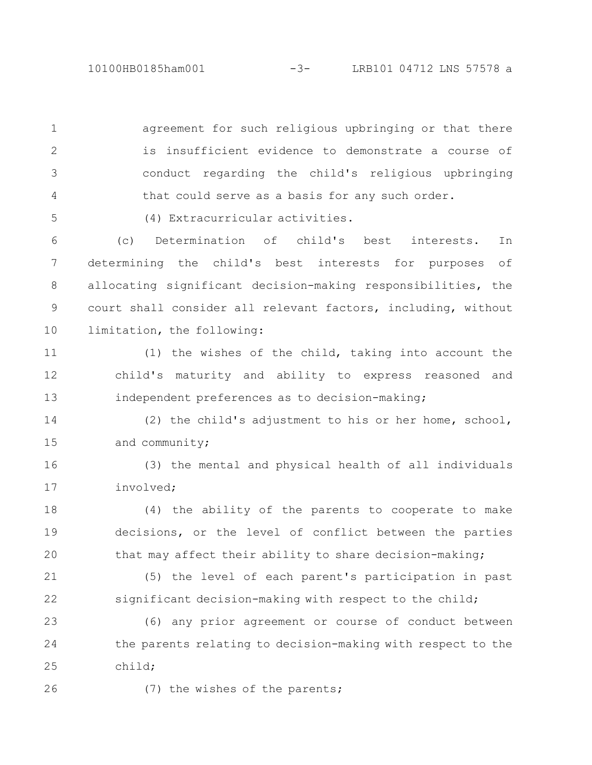agreement for such religious upbringing or that there is insufficient evidence to demonstrate a course of conduct regarding the child's religious upbringing that could serve as a basis for any such order.

(4) Extracurricular activities.

(c) Determination of child's best interests. In determining the child's best interests for purposes of allocating significant decision-making responsibilities, the court shall consider all relevant factors, including, without limitation, the following:

(1) the wishes of the child, taking into account the child's maturity and ability to express reasoned and independent preferences as to decision-making;

(2) the child's adjustment to his or her home, school, and community;

(3) the mental and physical health of all individuals involved;

(4) the ability of the parents to cooperate to make decisions, or the level of conflict between the parties that may affect their ability to share decision-making;

(5) the level of each parent's participation in past significant decision-making with respect to the child;

(6) any prior agreement or course of conduct between the parents relating to decision-making with respect to the child;

(7) the wishes of the parents;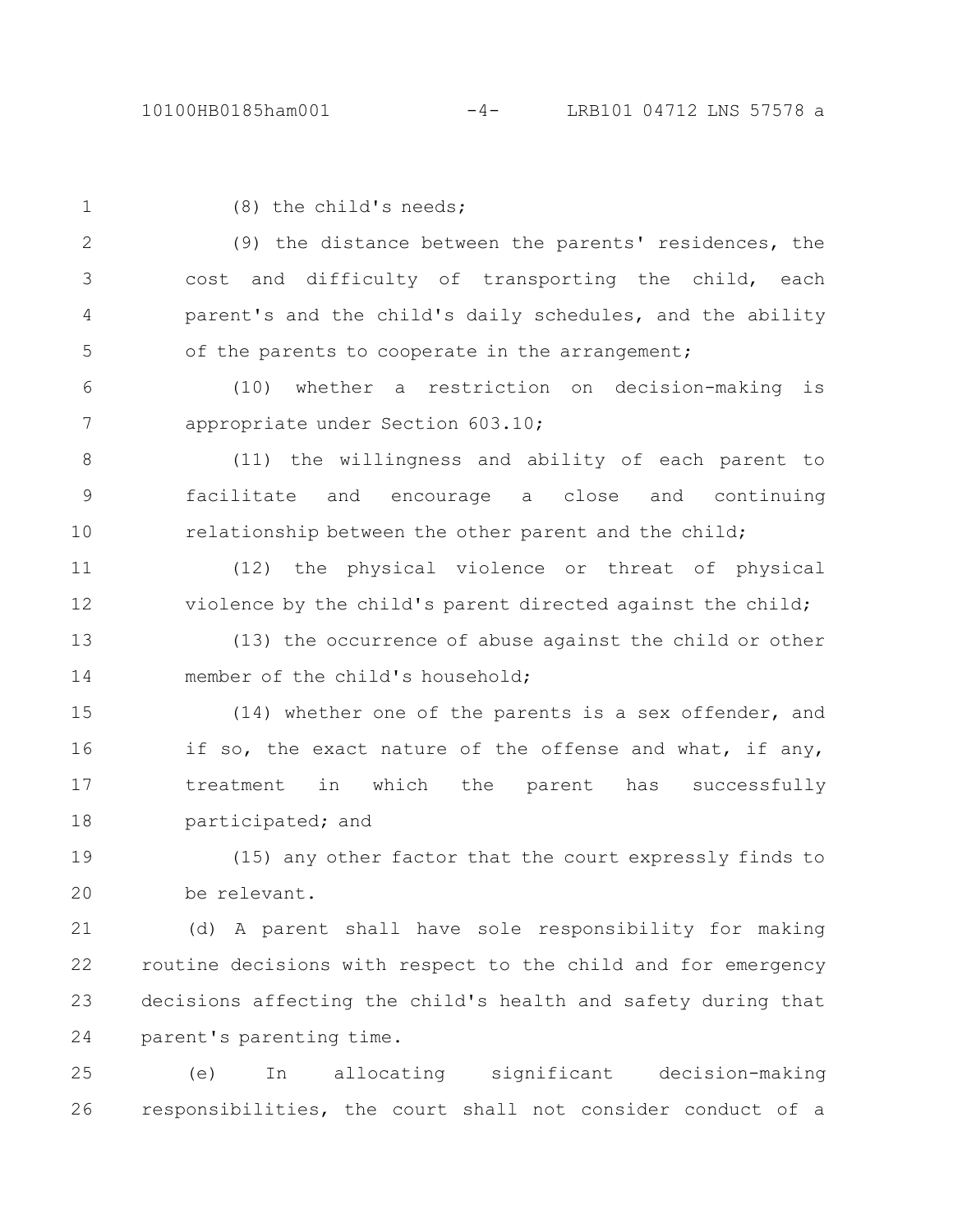(8) the child's needs;

(9) the distance between the parents' residences, the cost and difficulty of transporting the child, each parent's and the child's daily schedules, and the ability of the parents to cooperate in the arrangement;

(10) whether a restriction on decision-making is appropriate under Section 603.10;

(11) the willingness and ability of each parent to facilitate and encourage a close and continuing relationship between the other parent and the child;

(12) the physical violence or threat of physical violence by the child's parent directed against the child;

(13) the occurrence of abuse against the child or other member of the child's household;

(14) whether one of the parents is a sex offender, and if so, the exact nature of the offense and what, if any, treatment in which the parent has successfully participated; and

(15) any other factor that the court expressly finds to be relevant.

(d) A parent shall have sole responsibility for making routine decisions with respect to the child and for emergency decisions affecting the child's health and safety during that parent's parenting time.

(e) In allocating significant decision-making responsibilities, the court shall not consider conduct of a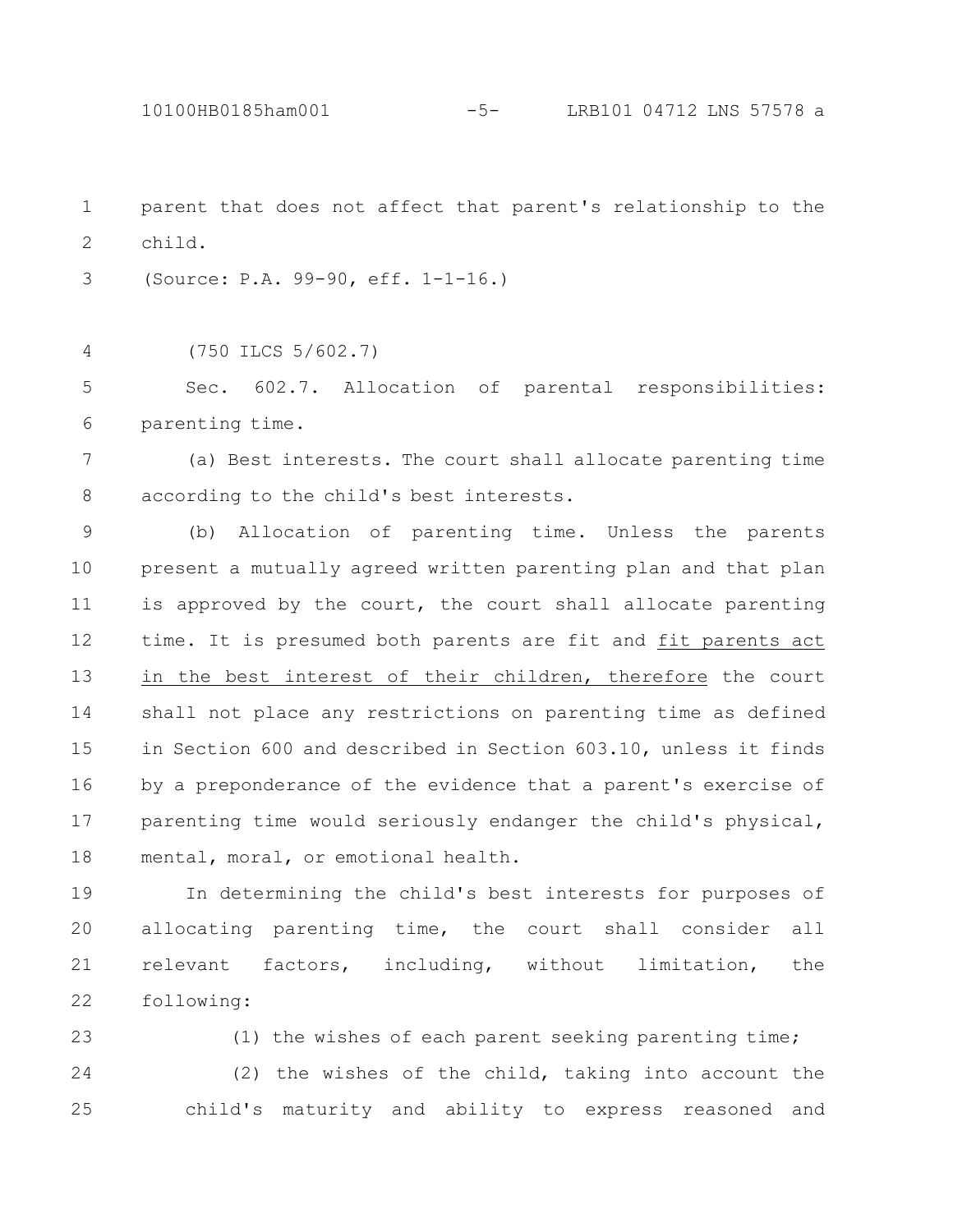parent that does not affect that parent's relationship to the child.

(Source: P.A. 99-90, eff. 1-1-16.)

(750 ILCS 5/602.7)

Sec. 602.7. Allocation of parental responsibilities: parenting time.

(a) Best interests. The court shall allocate parenting time according to the child's best interests.

(b) Allocation of parenting time. Unless the parents present a mutually agreed written parenting plan and that plan is approved by the court, the court shall allocate parenting time. It is presumed both parents are fit and <u>fit parents act in the best interest of their children, therefore</u> the court shall not place any restrictions on parenting time as defined in Section 600 and described in Section 603.10, unless it finds by a preponderance of the evidence that a parent's exercise of parenting time would seriously endanger the child's physical, mental, moral, or emotional health.

In determining the child's best interests for purposes of allocating parenting time, the court shall consider all relevant factors, including, without limitation, the following:

(1) the wishes of each parent seeking parenting time;

(2) the wishes of the child, taking into account the child's maturity and ability to express reasoned and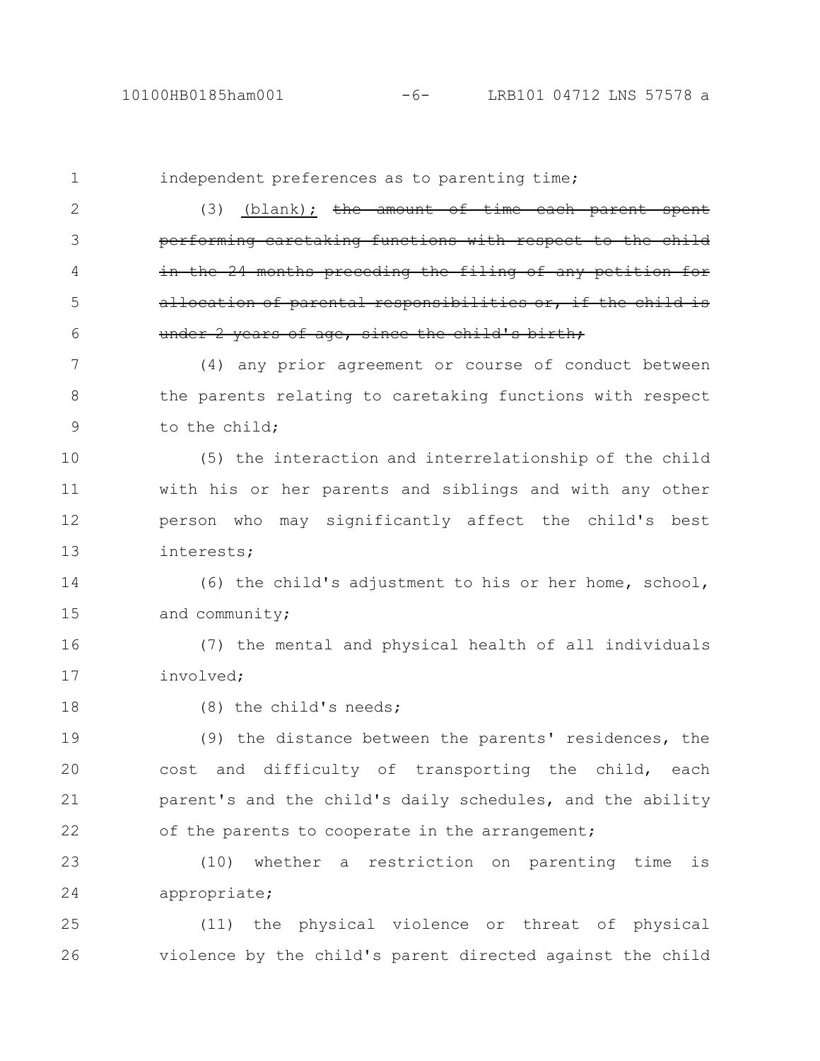independent preferences as to parenting time;

(3) <u>(blank);</u> ~~the amount of time each parent spent performing caretaking functions with respect to the child in the 24 months preceding the filing of any petition for allocation of parental responsibilities or, if the child is under 2 years of age, since the child's birth;~~

(4) any prior agreement or course of conduct between the parents relating to caretaking functions with respect to the child;

(5) the interaction and interrelationship of the child with his or her parents and siblings and with any other person who may significantly affect the child's best interests;

(6) the child's adjustment to his or her home, school, and community;

(7) the mental and physical health of all individuals involved;

(8) the child's needs;

(9) the distance between the parents' residences, the cost and difficulty of transporting the child, each parent's and the child's daily schedules, and the ability of the parents to cooperate in the arrangement;

(10) whether a restriction on parenting time is appropriate;

(11) the physical violence or threat of physical violence by the child's parent directed against the child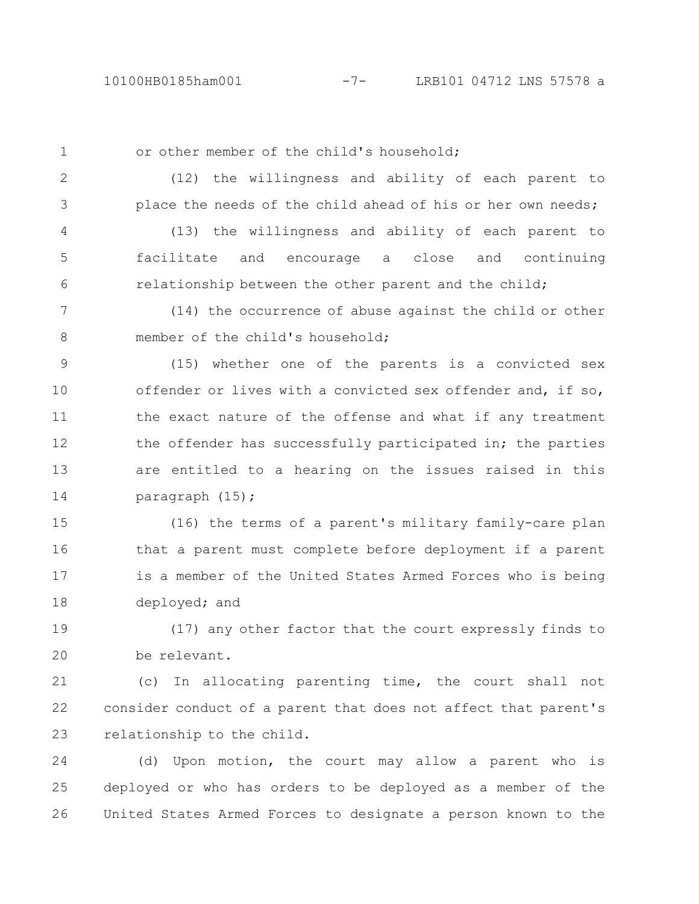or other member of the child's household;

(12) the willingness and ability of each parent to place the needs of the child ahead of his or her own needs;

(13) the willingness and ability of each parent to facilitate and encourage a close and continuing relationship between the other parent and the child;

(14) the occurrence of abuse against the child or other member of the child's household;

(15) whether one of the parents is a convicted sex offender or lives with a convicted sex offender and, if so, the exact nature of the offense and what if any treatment the offender has successfully participated in; the parties are entitled to a hearing on the issues raised in this paragraph (15);

(16) the terms of a parent's military family-care plan that a parent must complete before deployment if a parent is a member of the United States Armed Forces who is being deployed; and

(17) any other factor that the court expressly finds to be relevant.

(c) In allocating parenting time, the court shall not consider conduct of a parent that does not affect that parent's relationship to the child.

(d) Upon motion, the court may allow a parent who is deployed or who has orders to be deployed as a member of the United States Armed Forces to designate a person known to the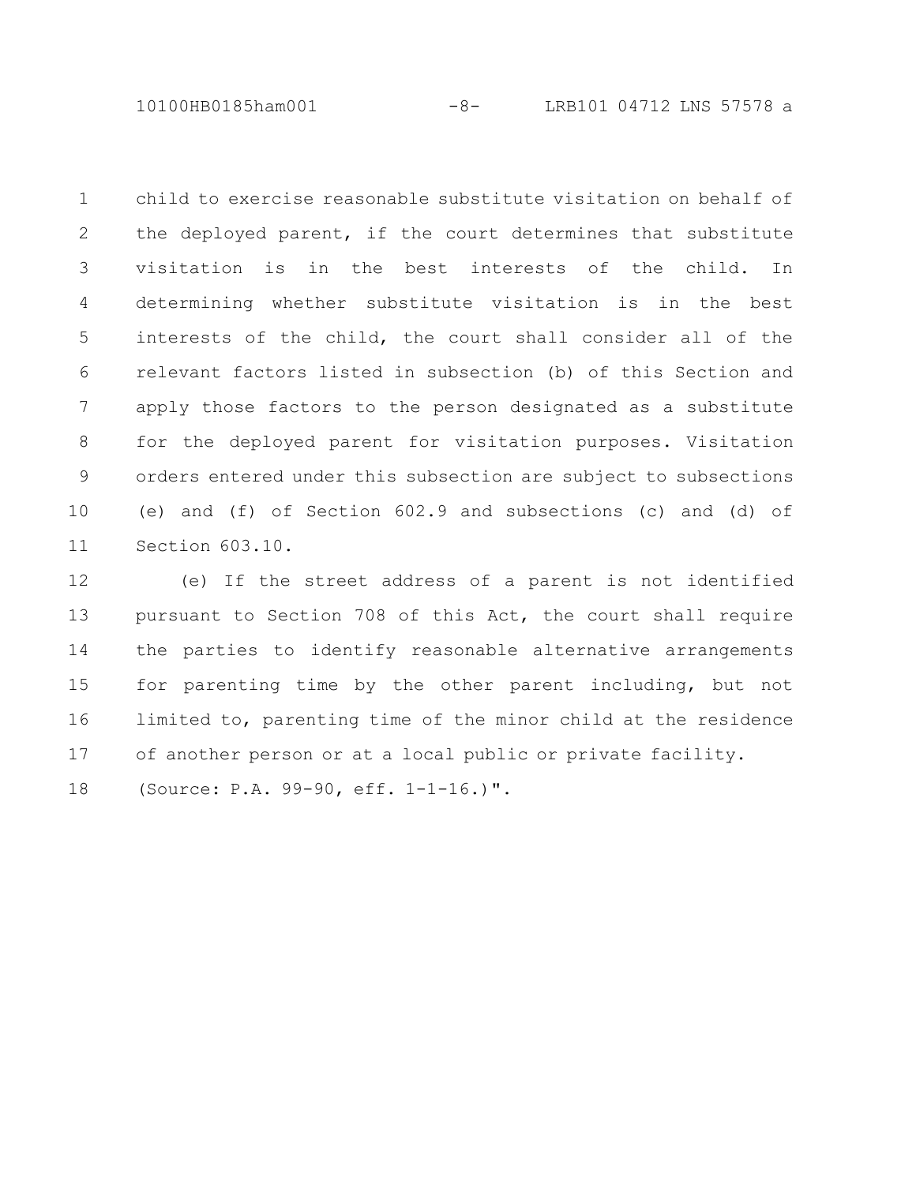child to exercise reasonable substitute visitation on behalf of the deployed parent, if the court determines that substitute visitation is in the best interests of the child. In determining whether substitute visitation is in the best interests of the child, the court shall consider all of the relevant factors listed in subsection (b) of this Section and apply those factors to the person designated as a substitute for the deployed parent for visitation purposes. Visitation orders entered under this subsection are subject to subsections (e) and (f) of Section 602.9 and subsections (c) and (d) of Section 603.10.

(e) If the street address of a parent is not identified pursuant to Section 708 of this Act, the court shall require the parties to identify reasonable alternative arrangements for parenting time by the other parent including, but not limited to, parenting time of the minor child at the residence of another person or at a local public or private facility.

(Source: P.A. 99-90, eff. 1-1-16.)".